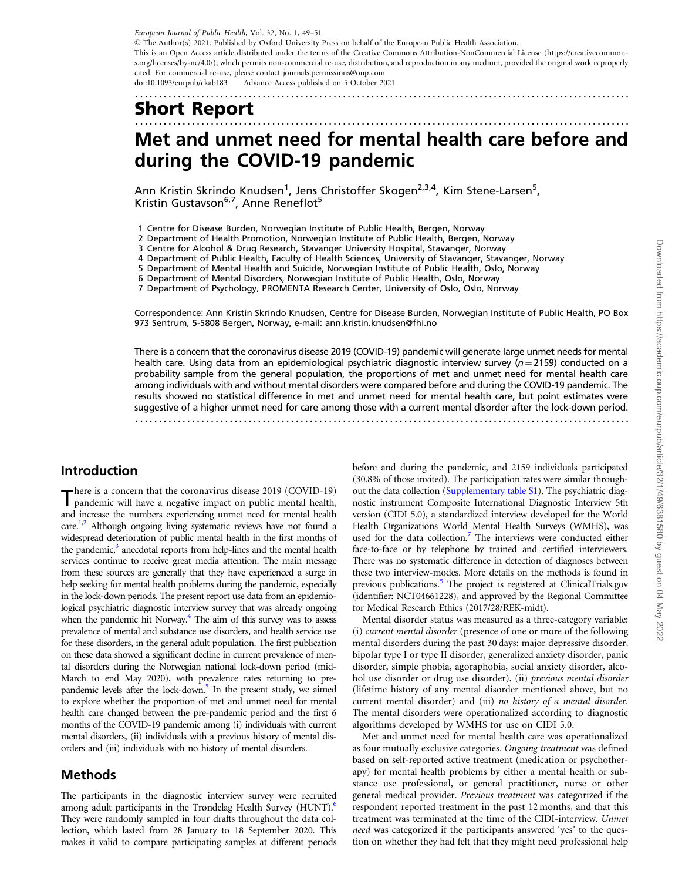Short Report

# Met and unmet need for mental health care before and during the COVID-19 pandemic

Ann Kristin Skrindo Knudsen[1], Jens Christoffer Skogen[2,3,4], Kim Stene-Larsen[5], Kristin Gustavson[6,7], Anne Reneflot[5]

1 Centre for Disease Burden, Norwegian Institute of Public Health, Bergen, Norway
2 Department of Health Promotion, Norwegian Institute of Public Health, Bergen, Norway
3 Centre for Alcohol & Drug Research, Stavanger University Hospital, Stavanger, Norway
4 Department of Public Health, Faculty of Health Sciences, University of Stavanger, Stavanger, Norway
5 Department of Mental Health and Suicide, Norwegian Institute of Public Health, Oslo, Norway
6 Department of Mental Disorders, Norwegian Institute of Public Health, Oslo, Norway
7 Department of Psychology, PROMENTA Research Center, University of Oslo, Oslo, Norway

Correspondence: Ann Kristin Skrindo Knudsen, Centre for Disease Burden, Norwegian Institute of Public Health, PO Box 973 Sentrum, 5-5808 Bergen, Norway, e-mail: ann.kristin.knudsen@fhi.no

There is a concern that the coronavirus disease 2019 (COVID-19) pandemic will generate large unmet needs for mental health care. Using data from an epidemiological psychiatric diagnostic interview survey ($n = 2159$) conducted on a probability sample from the general population, the proportions of met and unmet need for mental health care among individuals with and without mental disorders were compared before and during the COVID-19 pandemic. The results showed no statistical difference in met and unmet need for mental health care, but point estimates were suggestive of a higher unmet need for care among those with a current mental disorder after the lock-down period.

## Introduction

There is a concern that the coronavirus disease 2019 (COVID-19) pandemic will have a negative impact on public mental health, and increase the numbers experiencing unmet need for mental health care.[1,2] Although ongoing living systematic reviews have not found a widespread deterioration of public mental health in the first months of the pandemic,[3] anecdotal reports from help-lines and the mental health services continue to receive great media attention. The main message from these sources are generally that they have experienced a surge in help seeking for mental health problems during the pandemic, especially in the lock-down periods. The present report use data from an epidemiological psychiatric diagnostic interview survey that was already ongoing when the pandemic hit Norway.[4] The aim of this survey was to assess prevalence of mental and substance use disorders, and health service use for these disorders, in the general adult population. The first publication on these data showed a significant decline in current prevalence of mental disorders during the Norwegian national lock-down period (mid-March to end May 2020), with prevalence rates returning to pre-pandemic levels after the lock-down.[5] In the present study, we aimed to explore whether the proportion of met and unmet need for mental health care changed between the pre-pandemic period and the first 6 months of the COVID-19 pandemic among (i) individuals with current mental disorders, (ii) individuals with a previous history of mental disorders and (iii) individuals with no history of mental disorders.

## Methods

The participants in the diagnostic interview survey were recruited among adult participants in the Trøndelag Health Survey (HUNT).[6] They were randomly sampled in four drafts throughout the data collection, which lasted from 28 January to 18 September 2020. This makes it valid to compare participating samples at different periods before and during the pandemic, and 2159 individuals participated (30.8% of those invited). The participation rates were similar throughout the data collection (Supplementary table S1). The psychiatric diagnostic instrument Composite International Diagnostic Interview 5th version (CIDI 5.0), a standardized interview developed for the World Health Organizations World Mental Health Surveys (WMHS), was used for the data collection.[7] The interviews were conducted either face-to-face or by telephone by trained and certified interviewers. There was no systematic difference in detection of diagnoses between these two interview-modes. More details on the methods is found in previous publications.[5] The project is registered at ClinicalTrials.gov (identifier: NCT04661228), and approved by the Regional Committee for Medical Research Ethics (2017/28/REK-midt).

Mental disorder status was measured as a three-category variable: (i) *current mental disorder* (presence of one or more of the following mental disorders during the past 30 days: major depressive disorder, bipolar type I or type II disorder, generalized anxiety disorder, panic disorder, simple phobia, agoraphobia, social anxiety disorder, alcohol use disorder or drug use disorder), (ii) *previous mental disorder* (lifetime history of any mental disorder mentioned above, but no current mental disorder) and (iii) *no history of a mental disorder*. The mental disorders were operationalized according to diagnostic algorithms developed by WMHS for use on CIDI 5.0.

Met and unmet need for mental health care was operationalized as four mutually exclusive categories. *Ongoing treatment* was defined based on self-reported active treatment (medication or psychotherapy) for mental health problems by either a mental health or substance use professional, or general practitioner, nurse or other general medical provider. *Previous treatment* was categorized if the respondent reported treatment in the past 12 months, and that this treatment was terminated at the time of the CIDI-interview. *Unmet need* was categorized if the participants answered 'yes' to the question on whether they had felt that they might need professional help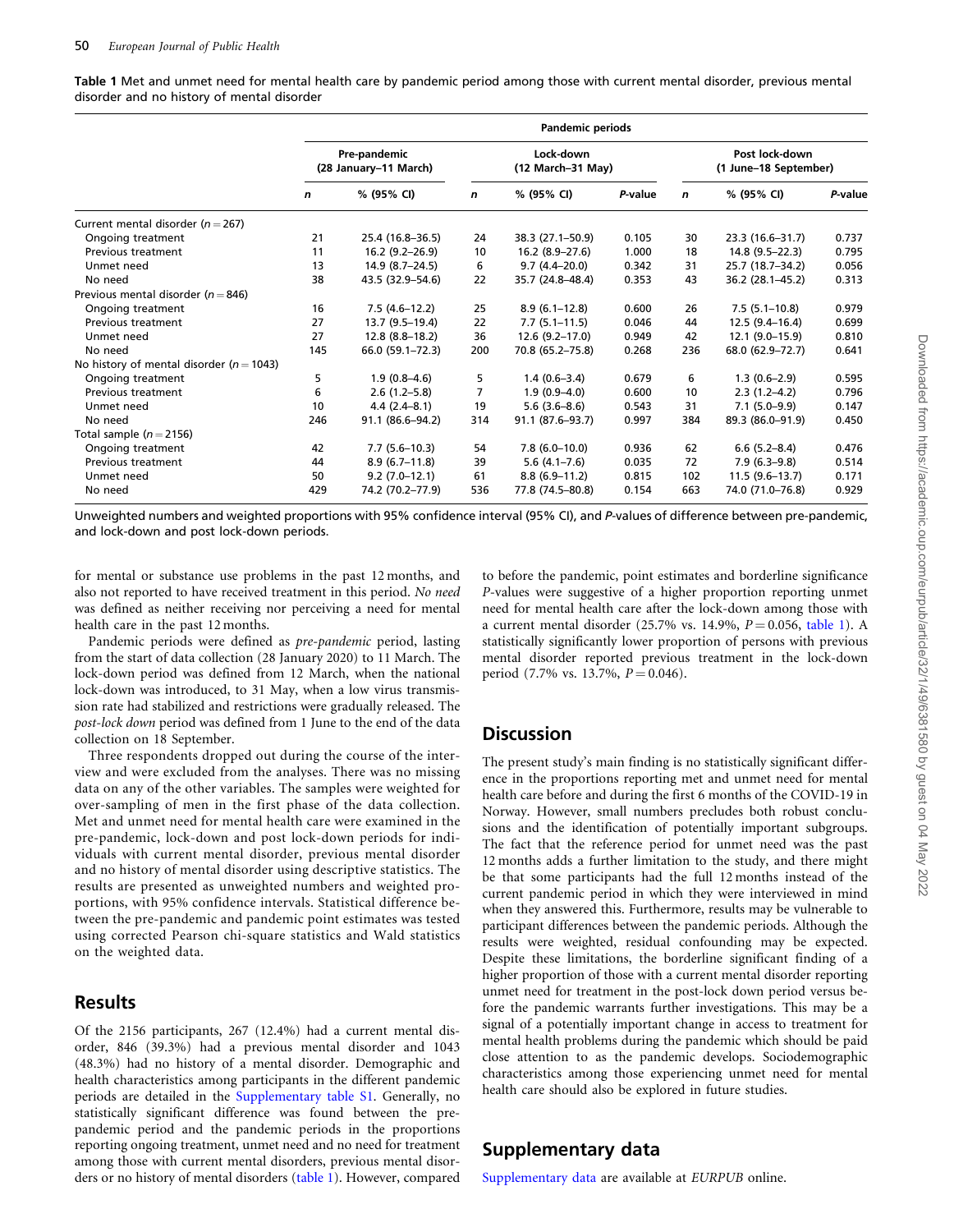**Table 1** Met and unmet need for mental health care by pandemic period among those with current mental disorder, previous mental disorder and no history of mental disorder

| | Pandemic periods | | | | | | | |
|---|---|---|---|---|---|---|---|---|
| | Pre-pandemic (28 January–11 March) | | Lock-down (12 March–31 May) | | | Post lock-down (1 June–18 September) | | |
| | *n* | % (95% CI) | *n* | % (95% CI) | *P*-value | *n* | % (95% CI) | *P*-value |
| Current mental disorder ($n = 267$) | | | | | | | | |
| Ongoing treatment | 21 | 25.4 (16.8–36.5) | 24 | 38.3 (27.1–50.9) | 0.105 | 30 | 23.3 (16.6–31.7) | 0.737 |
| Previous treatment | 11 | 16.2 (9.2–26.9) | 10 | 16.2 (8.9–27.6) | 1.000 | 18 | 14.8 (9.5–22.3) | 0.795 |
| Unmet need | 13 | 14.9 (8.7–24.5) | 6 | 9.7 (4.4–20.0) | 0.342 | 31 | 25.7 (18.7–34.2) | 0.056 |
| No need | 38 | 43.5 (32.9–54.6) | 22 | 35.7 (24.8–48.4) | 0.353 | 43 | 36.2 (28.1–45.2) | 0.313 |
| Previous mental disorder ($n = 846$) | | | | | | | | |
| Ongoing treatment | 16 | 7.5 (4.6–12.2) | 25 | 8.9 (6.1–12.8) | 0.600 | 26 | 7.5 (5.1–10.8) | 0.979 |
| Previous treatment | 27 | 13.7 (9.5–19.4) | 22 | 7.7 (5.1–11.5) | 0.046 | 44 | 12.5 (9.4–16.4) | 0.699 |
| Unmet need | 27 | 12.8 (8.8–18.2) | 36 | 12.6 (9.2–17.0) | 0.949 | 42 | 12.1 (9.0–15.9) | 0.810 |
| No need | 145 | 66.0 (59.1–72.3) | 200 | 70.8 (65.2–75.8) | 0.268 | 236 | 68.0 (62.9–72.7) | 0.641 |
| No history of mental disorder ($n = 1043$) | | | | | | | | |
| Ongoing treatment | 5 | 1.9 (0.8–4.6) | 5 | 1.4 (0.6–3.4) | 0.679 | 6 | 1.3 (0.6–2.9) | 0.595 |
| Previous treatment | 6 | 2.6 (1.2–5.8) | 7 | 1.9 (0.9–4.0) | 0.600 | 10 | 2.3 (1.2–4.2) | 0.796 |
| Unmet need | 10 | 4.4 (2.4–8.1) | 19 | 5.6 (3.6–8.6) | 0.543 | 31 | 7.1 (5.0–9.9) | 0.147 |
| No need | 246 | 91.1 (86.6–94.2) | 314 | 91.1 (87.6–93.7) | 0.997 | 384 | 89.3 (86.0–91.9) | 0.450 |
| Total sample ($n = 2156$) | | | | | | | | |
| Ongoing treatment | 42 | 7.7 (5.6–10.3) | 54 | 7.8 (6.0–10.0) | 0.936 | 62 | 6.6 (5.2–8.4) | 0.476 |
| Previous treatment | 44 | 8.9 (6.7–11.8) | 39 | 5.6 (4.1–7.6) | 0.035 | 72 | 7.9 (6.3–9.8) | 0.514 |
| Unmet need | 50 | 9.2 (7.0–12.1) | 61 | 8.8 (6.9–11.2) | 0.815 | 102 | 11.5 (9.6–13.7) | 0.171 |
| No need | 429 | 74.2 (70.2–77.9) | 536 | 77.8 (74.5–80.8) | 0.154 | 663 | 74.0 (71.0–76.8) | 0.929 |

Unweighted numbers and weighted proportions with 95% confidence interval (95% CI), and *P*-values of difference between pre-pandemic, and lock-down and post lock-down periods.

for mental or substance use problems in the past 12 months, and also not reported to have received treatment in this period. *No need* was defined as neither receiving nor perceiving a need for mental health care in the past 12 months.

Pandemic periods were defined as *pre-pandemic* period, lasting from the start of data collection (28 January 2020) to 11 March. The lock-down period was defined from 12 March, when the national lock-down was introduced, to 31 May, when a low virus transmission rate had stabilized and restrictions were gradually released. The *post-lock down* period was defined from 1 June to the end of the data collection on 18 September.

Three respondents dropped out during the course of the interview and were excluded from the analyses. There was no missing data on any of the other variables. The samples were weighted for over-sampling of men in the first phase of the data collection. Met and unmet need for mental health care were examined in the pre-pandemic, lock-down and post lock-down periods for individuals with current mental disorder, previous mental disorder and no history of mental disorder using descriptive statistics. The results are presented as unweighted numbers and weighted proportions, with 95% confidence intervals. Statistical difference between the pre-pandemic and pandemic point estimates was tested using corrected Pearson chi-square statistics and Wald statistics on the weighted data.

## Results

Of the 2156 participants, 267 (12.4%) had a current mental disorder, 846 (39.3%) had a previous mental disorder and 1043 (48.3%) had no history of a mental disorder. Demographic and health characteristics among participants in the different pandemic periods are detailed in the Supplementary table S1. Generally, no statistically significant difference was found between the pre-pandemic period and the pandemic periods in the proportions reporting ongoing treatment, unmet need and no need for treatment among those with current mental disorders, previous mental disorders or no history of mental disorders (table 1). However, compared to before the pandemic, point estimates and borderline significance *P*-values were suggestive of a higher proportion reporting unmet need for mental health care after the lock-down among those with a current mental disorder (25.7% vs. 14.9%, $P = 0.056$, table 1). A statistically significantly lower proportion of persons with previous mental disorder reported previous treatment in the lock-down period (7.7% vs. 13.7%, $P = 0.046$).

## Discussion

The present study's main finding is no statistically significant difference in the proportions reporting met and unmet need for mental health care before and during the first 6 months of the COVID-19 in Norway. However, small numbers precludes both robust conclusions and the identification of potentially important subgroups. The fact that the reference period for unmet need was the past 12 months adds a further limitation to the study, and there might be that some participants had the full 12 months instead of the current pandemic period in which they were interviewed in mind when they answered this. Furthermore, results may be vulnerable to participant differences between the pandemic periods. Although the results were weighted, residual confounding may be expected. Despite these limitations, the borderline significant finding of a higher proportion of those with a current mental disorder reporting unmet need for treatment in the post-lock down period versus before the pandemic warrants further investigations. This may be a signal of a potentially important change in access to treatment for mental health problems during the pandemic which should be paid close attention to as the pandemic develops. Sociodemographic characteristics among those experiencing unmet need for mental health care should also be explored in future studies.

## Supplementary data

Supplementary data are available at *EURPUB* online.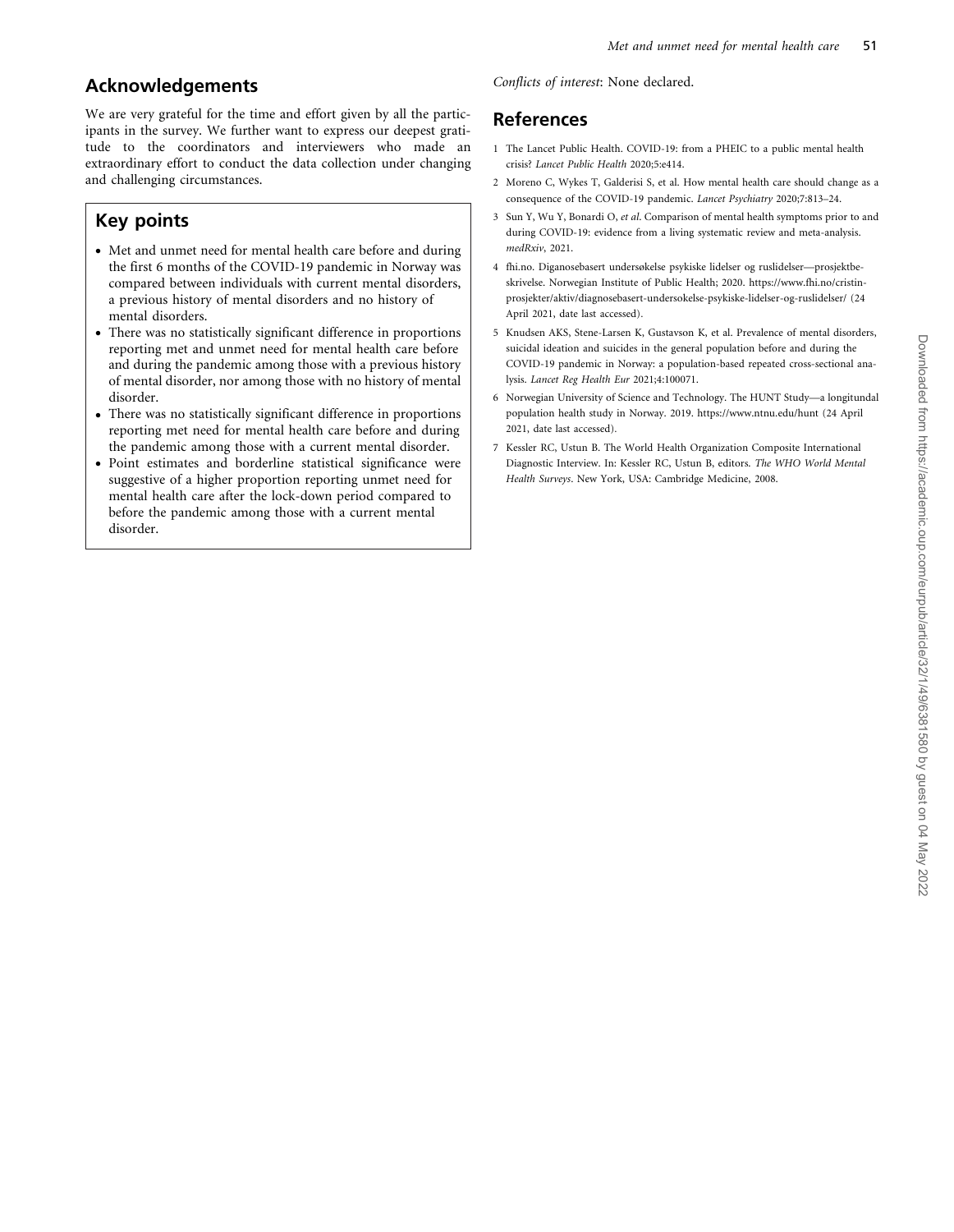## Acknowledgements

We are very grateful for the time and effort given by all the participants in the survey. We further want to express our deepest gratitude to the coordinators and interviewers who made an extraordinary effort to conduct the data collection under changing and challenging circumstances.

## Key points

- Met and unmet need for mental health care before and during the first 6 months of the COVID-19 pandemic in Norway was compared between individuals with current mental disorders, a previous history of mental disorders and no history of mental disorders.
- There was no statistically significant difference in proportions reporting met and unmet need for mental health care before and during the pandemic among those with a previous history of mental disorder, nor among those with no history of mental disorder.
- There was no statistically significant difference in proportions reporting met need for mental health care before and during the pandemic among those with a current mental disorder.
- Point estimates and borderline statistical significance were suggestive of a higher proportion reporting unmet need for mental health care after the lock-down period compared to before the pandemic among those with a current mental disorder.

*Conflicts of interest*: None declared.

## References

1 The Lancet Public Health. COVID-19: from a PHEIC to a public mental health crisis? *Lancet Public Health* 2020;5:e414.

2 Moreno C, Wykes T, Galderisi S, et al. How mental health care should change as a consequence of the COVID-19 pandemic. *Lancet Psychiatry* 2020;7:813–24.

3 Sun Y, Wu Y, Bonardi O, *et al*. Comparison of mental health symptoms prior to and during COVID-19: evidence from a living systematic review and meta-analysis. *medRxiv*, 2021.

4 fhi.no. Diganosebasert undersøkelse psykiske lidelser og ruslidelser—prosjektbeskrivelse. Norwegian Institute of Public Health; 2020. https://www.fhi.no/cristin-prosjekter/aktiv/diagnosebasert-undersokelse-psykiske-lidelser-og-ruslidelser/ (24 April 2021, date last accessed).

5 Knudsen AKS, Stene-Larsen K, Gustavson K, et al. Prevalence of mental disorders, suicidal ideation and suicides in the general population before and during the COVID-19 pandemic in Norway: a population-based repeated cross-sectional analysis. *Lancet Reg Health Eur* 2021;4:100071.

6 Norwegian University of Science and Technology. The HUNT Study—a longitundal population health study in Norway. 2019. https://www.ntnu.edu/hunt (24 April 2021, date last accessed).

7 Kessler RC, Ustun B. The World Health Organization Composite International Diagnostic Interview. In: Kessler RC, Ustun B, editors. *The WHO World Mental Health Surveys*. New York, USA: Cambridge Medicine, 2008.